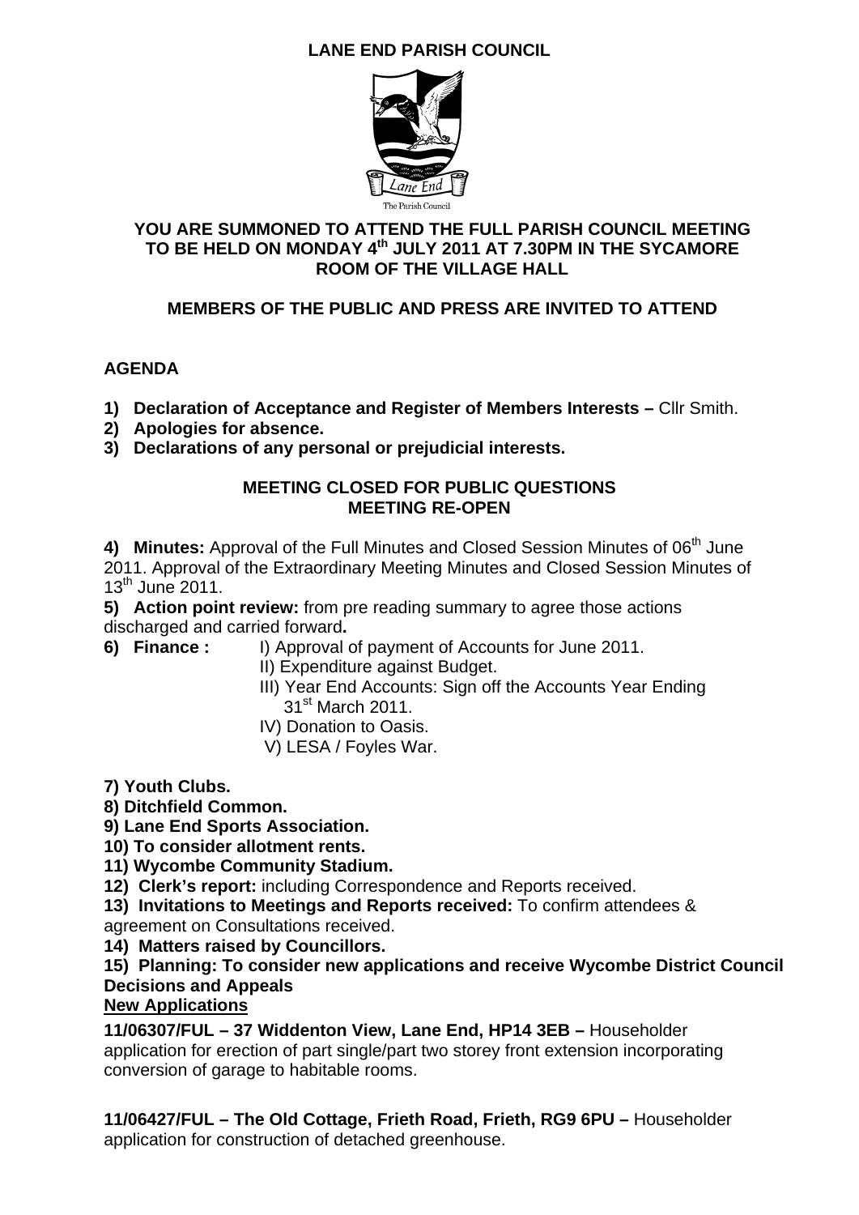# LANE END PARISH COUNCIL

The Parish Council

## YOU ARE SUMMONED TO ATTEND THE FULL PARISH COUNCIL MEETING TO BE HELD ON MONDAY 4th JULY 2011 AT 7.30PM IN THE SYCAMORE ROOM OF THE VILLAGE HALL

**MEMBERS OF THE PUBLIC AND PRESS ARE INVITED TO ATTEND**

## AGENDA

1) **Declaration of Acceptance and Register of Members Interests –** Cllr Smith.
2) **Apologies for absence.**
3) **Declarations of any personal or prejudicial interests.**

**MEETING CLOSED FOR PUBLIC QUESTIONS**
**MEETING RE-OPEN**

4) **Minutes:** Approval of the Full Minutes and Closed Session Minutes of 06th June 2011. Approval of the Extraordinary Meeting Minutes and Closed Session Minutes of 13th June 2011.

5) **Action point review:** from pre reading summary to agree those actions discharged and carried forward**.**

6) **Finance :**
   I) Approval of payment of Accounts for June 2011.
   II) Expenditure against Budget.
   III) Year End Accounts: Sign off the Accounts Year Ending 31st March 2011.
   IV) Donation to Oasis.
   V) LESA / Foyles War.

7) **Youth Clubs.**
8) **Ditchfield Common.**
9) **Lane End Sports Association.**
10) **To consider allotment rents.**
11) **Wycombe Community Stadium.**
12) **Clerk's report:** including Correspondence and Reports received.
13) **Invitations to Meetings and Reports received:** To confirm attendees & agreement on Consultations received.
14) **Matters raised by Councillors.**
15) **Planning: To consider new applications and receive Wycombe District Council Decisions and Appeals**

**New Applications**

**11/06307/FUL – 37 Widdenton View, Lane End, HP14 3EB –** Householder application for erection of part single/part two storey front extension incorporating conversion of garage to habitable rooms.

**11/06427/FUL – The Old Cottage, Frieth Road, Frieth, RG9 6PU –** Householder application for construction of detached greenhouse.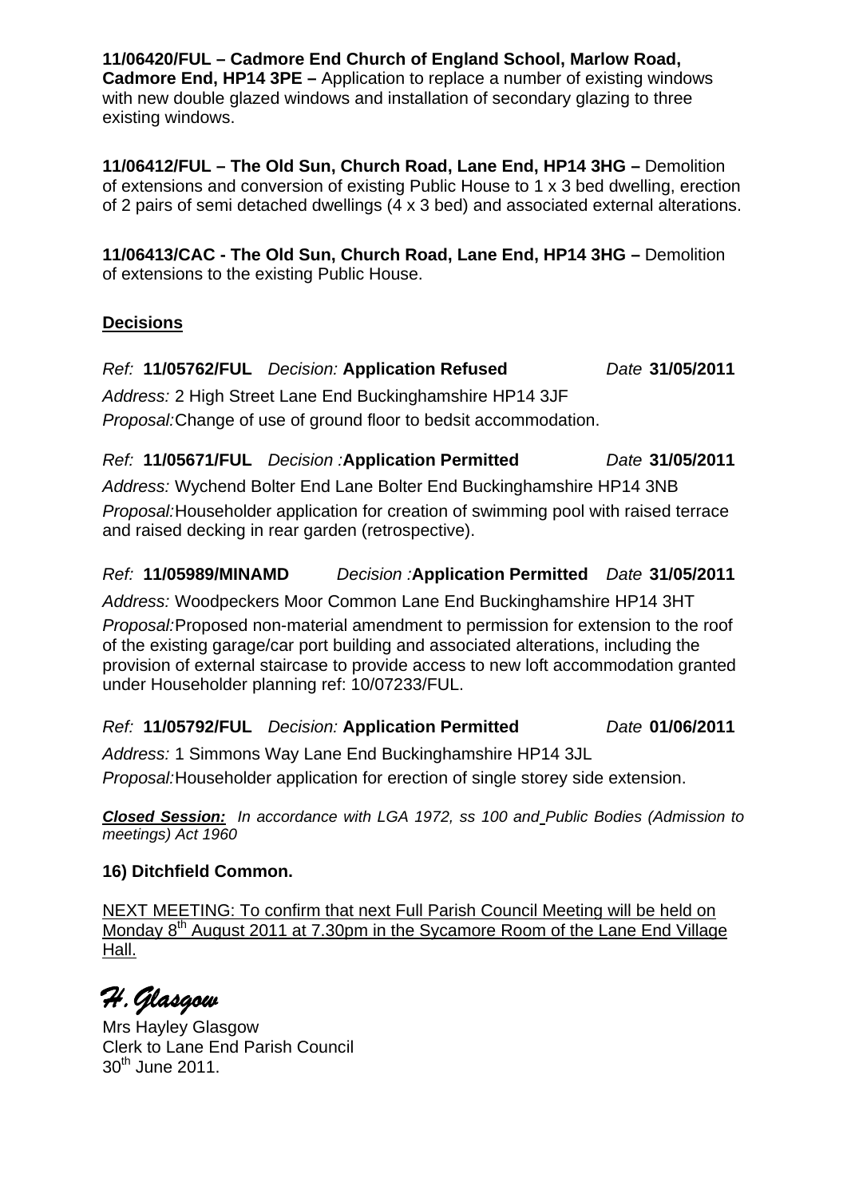**11/06420/FUL – Cadmore End Church of England School, Marlow Road, Cadmore End, HP14 3PE –** Application to replace a number of existing windows with new double glazed windows and installation of secondary glazing to three existing windows.

**11/06412/FUL – The Old Sun, Church Road, Lane End, HP14 3HG –** Demolition of extensions and conversion of existing Public House to 1 x 3 bed dwelling, erection of 2 pairs of semi detached dwellings (4 x 3 bed) and associated external alterations.

**11/06413/CAC - The Old Sun, Church Road, Lane End, HP14 3HG –** Demolition of extensions to the existing Public House.

**Decisions**

*Ref:* **11/05762/FUL** *Decision:* **Application Refused** *Date* **31/05/2011**

*Address:* 2 High Street Lane End Buckinghamshire HP14 3JF

*Proposal:* Change of use of ground floor to bedsit accommodation.

*Ref:* **11/05671/FUL** *Decision :* **Application Permitted** *Date* **31/05/2011**

*Address:* Wychend Bolter End Lane Bolter End Buckinghamshire HP14 3NB

*Proposal:* Householder application for creation of swimming pool with raised terrace and raised decking in rear garden (retrospective).

*Ref:* **11/05989/MINAMD** *Decision :* **Application Permitted** *Date* **31/05/2011**

*Address:* Woodpeckers Moor Common Lane End Buckinghamshire HP14 3HT

*Proposal:* Proposed non-material amendment to permission for extension to the roof of the existing garage/car port building and associated alterations, including the provision of external staircase to provide access to new loft accommodation granted under Householder planning ref: 10/07233/FUL.

*Ref:* **11/05792/FUL** *Decision:* **Application Permitted** *Date* **01/06/2011**

*Address:* 1 Simmons Way Lane End Buckinghamshire HP14 3JL

*Proposal:* Householder application for erection of single storey side extension.

***Closed Session:*** *In accordance with LGA 1972, ss 100 and Public Bodies (Admission to meetings) Act 1960*

**16) Ditchfield Common.**

NEXT MEETING: To confirm that next Full Parish Council Meeting will be held on Monday 8th August 2011 at 7.30pm in the Sycamore Room of the Lane End Village Hall.

*H.Glasgow*

Mrs Hayley Glasgow
Clerk to Lane End Parish Council
30th June 2011.